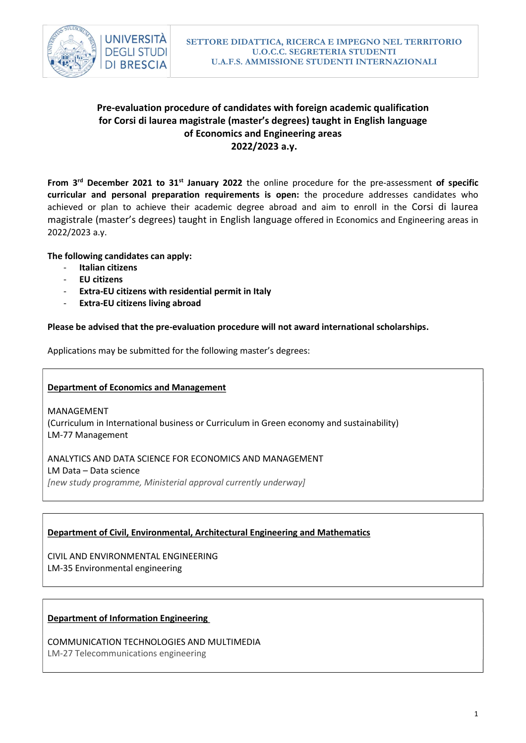UNIVERSITÀ DEGLI STUDI DI BRESCIA

SETTORE DIDATTICA, RICERCA E IMPEGNO NEL TERRITORIO
U.O.C.C. SEGRETERIA STUDENTI
U.A.F.S. AMMISSIONE STUDENTI INTERNAZIONALI

# Pre-evaluation procedure of candidates with foreign academic qualification for Corsi di laurea magistrale (master's degrees) taught in English language of Economics and Engineering areas 2022/2023 a.y.

**From 3rd December 2021 to 31st January 2022** the online procedure for the pre-assessment **of specific curricular and personal preparation requirements is open:** the procedure addresses candidates who achieved or plan to achieve their academic degree abroad and aim to enroll in the Corsi di laurea magistrale (master's degrees) taught in English language offered in Economics and Engineering areas in 2022/2023 a.y.

**The following candidates can apply:**

- **Italian citizens**
- **EU citizens**
- **Extra-EU citizens with residential permit in Italy**
- **Extra-EU citizens living abroad**

**Please be advised that the pre-evaluation procedure will not award international scholarships.**

Applications may be submitted for the following master's degrees:

**Department of Economics and Management**

MANAGEMENT
(Curriculum in International business or Curriculum in Green economy and sustainability)
LM-77 Management

ANALYTICS AND DATA SCIENCE FOR ECONOMICS AND MANAGEMENT
LM Data – Data science
*[new study programme, Ministerial approval currently underway]*

**Department of Civil, Environmental, Architectural Engineering and Mathematics**

CIVIL AND ENVIRONMENTAL ENGINEERING
LM-35 Environmental engineering

**Department of Information Engineering**

COMMUNICATION TECHNOLOGIES AND MULTIMEDIA
LM-27 Telecommunications engineering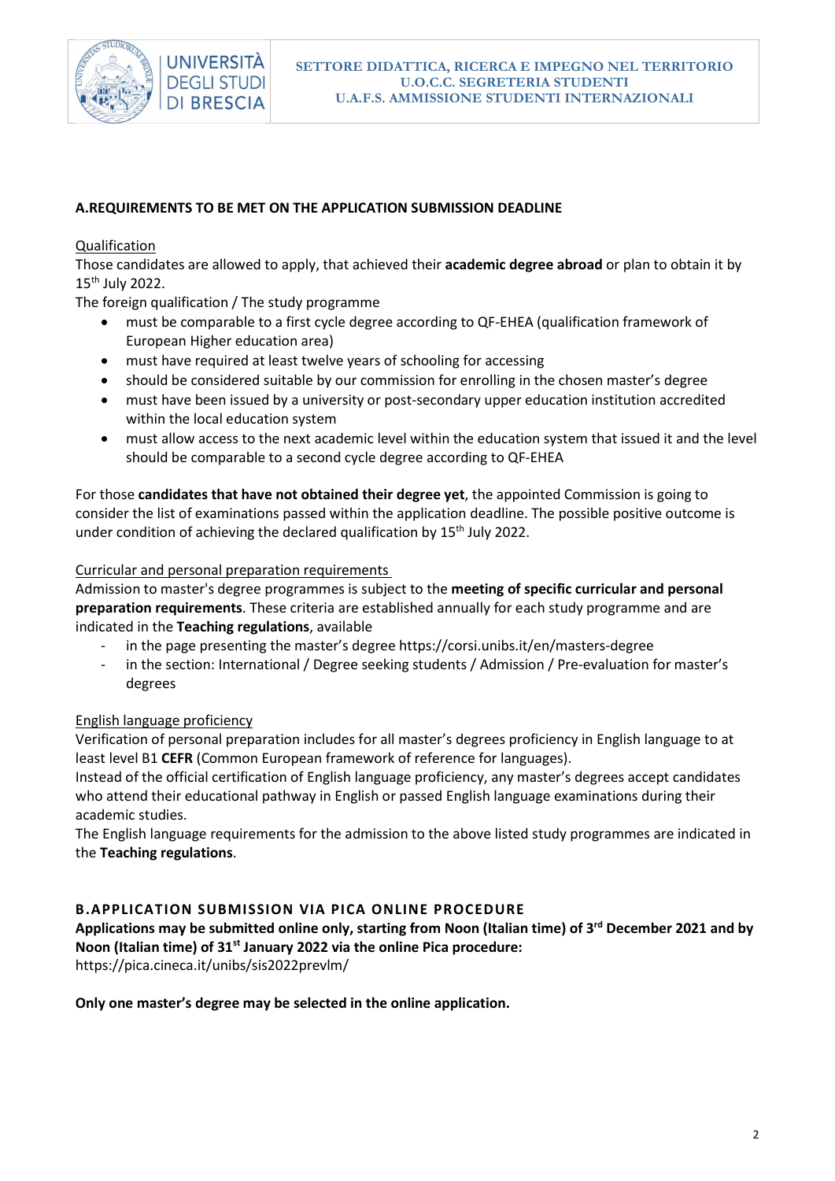## A.REQUIREMENTS TO BE MET ON THE APPLICATION SUBMISSION DEADLINE

Qualification

Those candidates are allowed to apply, that achieved their **academic degree abroad** or plan to obtain it by 15th July 2022.

The foreign qualification / The study programme

- must be comparable to a first cycle degree according to QF-EHEA (qualification framework of European Higher education area)
- must have required at least twelve years of schooling for accessing
- should be considered suitable by our commission for enrolling in the chosen master's degree
- must have been issued by a university or post-secondary upper education institution accredited within the local education system
- must allow access to the next academic level within the education system that issued it and the level should be comparable to a second cycle degree according to QF-EHEA

For those **candidates that have not obtained their degree yet**, the appointed Commission is going to consider the list of examinations passed within the application deadline. The possible positive outcome is under condition of achieving the declared qualification by 15th July 2022.

Curricular and personal preparation requirements

Admission to master's degree programmes is subject to the **meeting of specific curricular and personal preparation requirements**. These criteria are established annually for each study programme and are indicated in the **Teaching regulations**, available

- in the page presenting the master's degree https://corsi.unibs.it/en/masters-degree
- in the section: International / Degree seeking students / Admission / Pre-evaluation for master's degrees

English language proficiency

Verification of personal preparation includes for all master's degrees proficiency in English language to at least level B1 **CEFR** (Common European framework of reference for languages).

Instead of the official certification of English language proficiency, any master's degrees accept candidates who attend their educational pathway in English or passed English language examinations during their academic studies.

The English language requirements for the admission to the above listed study programmes are indicated in the **Teaching regulations**.

## B.APPLICATION SUBMISSION VIA PICA ONLINE PROCEDURE

**Applications may be submitted online only, starting from Noon (Italian time) of 3rd December 2021 and by Noon (Italian time) of 31st January 2022 via the online Pica procedure:**
https://pica.cineca.it/unibs/sis2022prevlm/

**Only one master's degree may be selected in the online application.**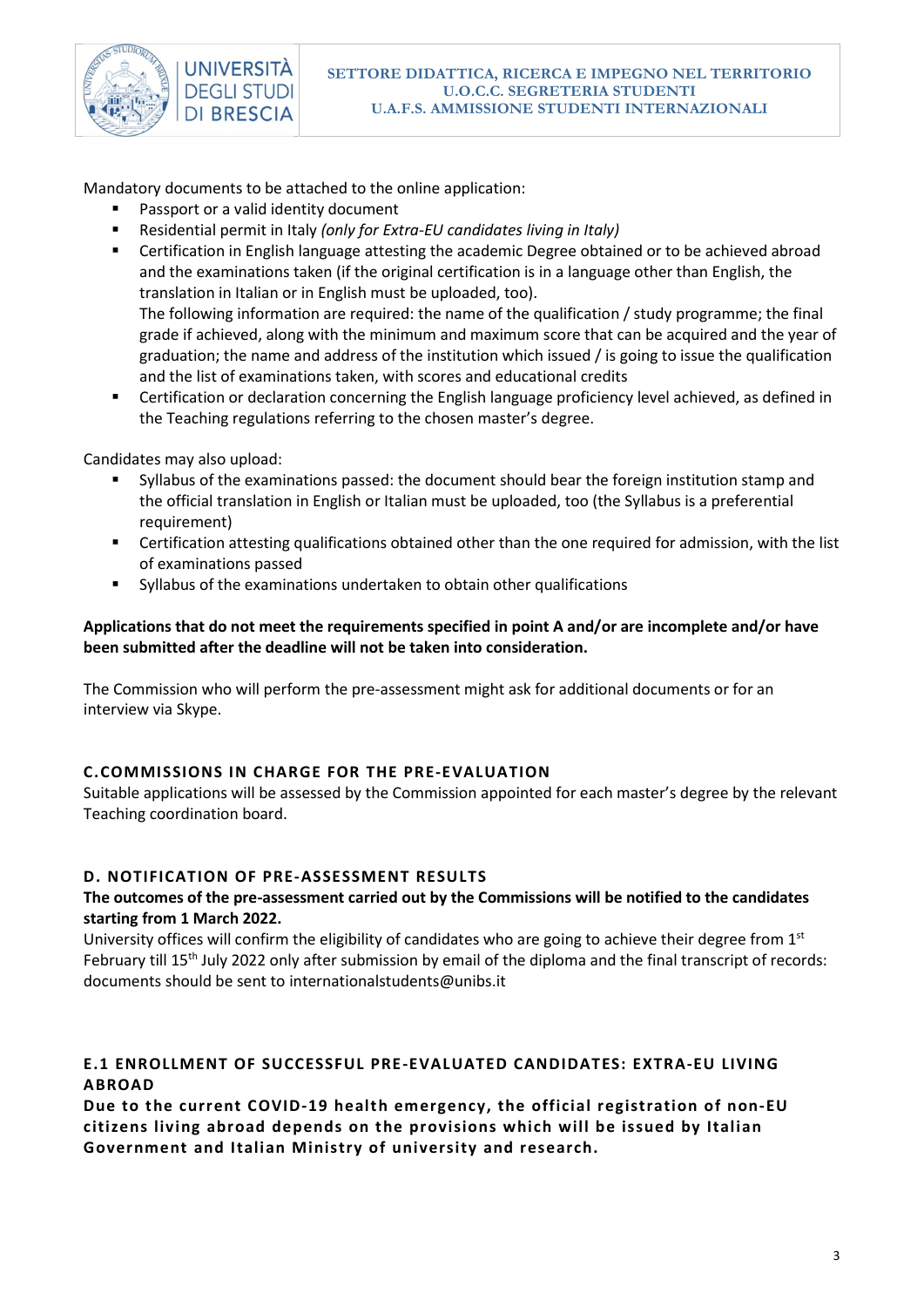Mandatory documents to be attached to the online application:

- Passport or a valid identity document
- Residential permit in Italy *(only for Extra-EU candidates living in Italy)*
- Certification in English language attesting the academic Degree obtained or to be achieved abroad and the examinations taken (if the original certification is in a language other than English, the translation in Italian or in English must be uploaded, too).
  The following information are required: the name of the qualification / study programme; the final grade if achieved, along with the minimum and maximum score that can be acquired and the year of graduation; the name and address of the institution which issued / is going to issue the qualification and the list of examinations taken, with scores and educational credits
- Certification or declaration concerning the English language proficiency level achieved, as defined in the Teaching regulations referring to the chosen master's degree.

Candidates may also upload:

- Syllabus of the examinations passed: the document should bear the foreign institution stamp and the official translation in English or Italian must be uploaded, too (the Syllabus is a preferential requirement)
- Certification attesting qualifications obtained other than the one required for admission, with the list of examinations passed
- Syllabus of the examinations undertaken to obtain other qualifications

**Applications that do not meet the requirements specified in point A and/or are incomplete and/or have been submitted after the deadline will not be taken into consideration.**

The Commission who will perform the pre-assessment might ask for additional documents or for an interview via Skype.

## C.COMMISSIONS IN CHARGE FOR THE PRE-EVALUATION

Suitable applications will be assessed by the Commission appointed for each master's degree by the relevant Teaching coordination board.

## D. NOTIFICATION OF PRE-ASSESSMENT RESULTS

**The outcomes of the pre-assessment carried out by the Commissions will be notified to the candidates starting from 1 March 2022.**

University offices will confirm the eligibility of candidates who are going to achieve their degree from 1st February till 15th July 2022 only after submission by email of the diploma and the final transcript of records: documents should be sent to internationalstudents@unibs.it

## E.1 ENROLLMENT OF SUCCESSFUL PRE-EVALUATED CANDIDATES: EXTRA-EU LIVING ABROAD

**Due to the current COVID-19 health emergency, the official registration of non-EU citizens living abroad depends on the provisions which will be issued by Italian Government and Italian Ministry of university and research.**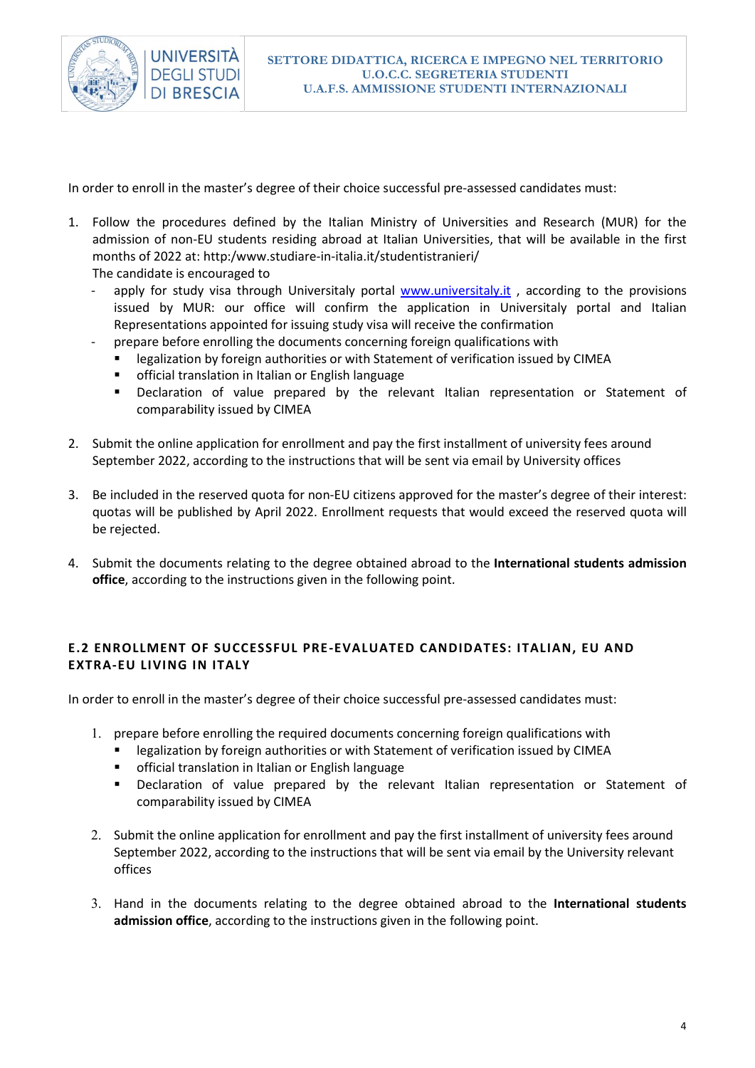In order to enroll in the master's degree of their choice successful pre-assessed candidates must:

1. Follow the procedures defined by the Italian Ministry of Universities and Research (MUR) for the admission of non-EU students residing abroad at Italian Universities, that will be available in the first months of 2022 at: http:/www.studiare-in-italia.it/studentistranieri/
   The candidate is encouraged to
   - apply for study visa through Universitaly portal [www.universitaly.it](www.universitaly.it) , according to the provisions issued by MUR: our office will confirm the application in Universitaly portal and Italian Representations appointed for issuing study visa will receive the confirmation
   - prepare before enrolling the documents concerning foreign qualifications with
     - legalization by foreign authorities or with Statement of verification issued by CIMEA
     - official translation in Italian or English language
     - Declaration of value prepared by the relevant Italian representation or Statement of comparability issued by CIMEA

2. Submit the online application for enrollment and pay the first installment of university fees around September 2022, according to the instructions that will be sent via email by University offices

3. Be included in the reserved quota for non-EU citizens approved for the master's degree of their interest: quotas will be published by April 2022. Enrollment requests that would exceed the reserved quota will be rejected.

4. Submit the documents relating to the degree obtained abroad to the **International students admission office**, according to the instructions given in the following point.

## E.2 ENROLLMENT OF SUCCESSFUL PRE-EVALUATED CANDIDATES: ITALIAN, EU AND EXTRA-EU LIVING IN ITALY

In order to enroll in the master's degree of their choice successful pre-assessed candidates must:

1. prepare before enrolling the required documents concerning foreign qualifications with
   - legalization by foreign authorities or with Statement of verification issued by CIMEA
   - official translation in Italian or English language
   - Declaration of value prepared by the relevant Italian representation or Statement of comparability issued by CIMEA

2. Submit the online application for enrollment and pay the first installment of university fees around September 2022, according to the instructions that will be sent via email by the University relevant offices

3. Hand in the documents relating to the degree obtained abroad to the **International students admission office**, according to the instructions given in the following point.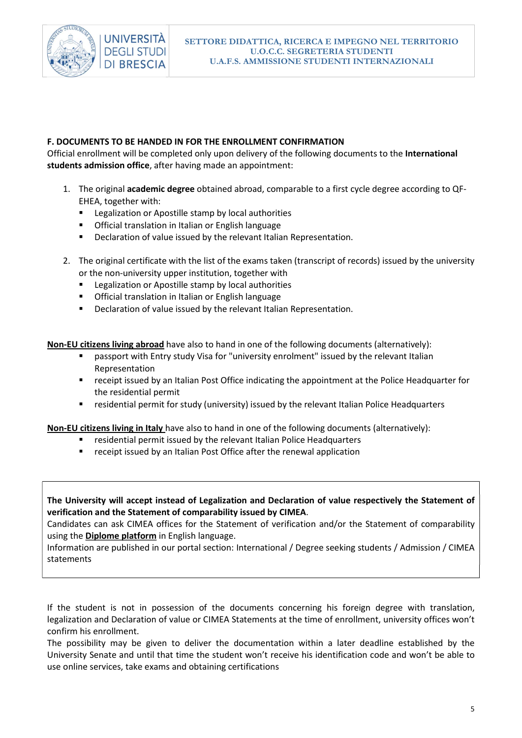## F. DOCUMENTS TO BE HANDED IN FOR THE ENROLLMENT CONFIRMATION

Official enrollment will be completed only upon delivery of the following documents to the **International students admission office**, after having made an appointment:

1. The original **academic degree** obtained abroad, comparable to a first cycle degree according to QF-EHEA, together with:
   - Legalization or Apostille stamp by local authorities
   - Official translation in Italian or English language
   - Declaration of value issued by the relevant Italian Representation.

2. The original certificate with the list of the exams taken (transcript of records) issued by the university or the non-university upper institution, together with
   - Legalization or Apostille stamp by local authorities
   - Official translation in Italian or English language
   - Declaration of value issued by the relevant Italian Representation.

**Non-EU citizens living abroad** have also to hand in one of the following documents (alternatively):

- passport with Entry study Visa for "university enrolment" issued by the relevant Italian Representation
- receipt issued by an Italian Post Office indicating the appointment at the Police Headquarter for the residential permit
- residential permit for study (university) issued by the relevant Italian Police Headquarters

**Non-EU citizens living in Italy** have also to hand in one of the following documents (alternatively):

- residential permit issued by the relevant Italian Police Headquarters
- receipt issued by an Italian Post Office after the renewal application

**The University will accept instead of Legalization and Declaration of value respectively the Statement of verification and the Statement of comparability issued by CIMEA**.
Candidates can ask CIMEA offices for the Statement of verification and/or the Statement of comparability using the **Diplome platform** in English language.
Information are published in our portal section: International / Degree seeking students / Admission / CIMEA statements

If the student is not in possession of the documents concerning his foreign degree with translation, legalization and Declaration of value or CIMEA Statements at the time of enrollment, university offices won't confirm his enrollment.
The possibility may be given to deliver the documentation within a later deadline established by the University Senate and until that time the student won't receive his identification code and won't be able to use online services, take exams and obtaining certifications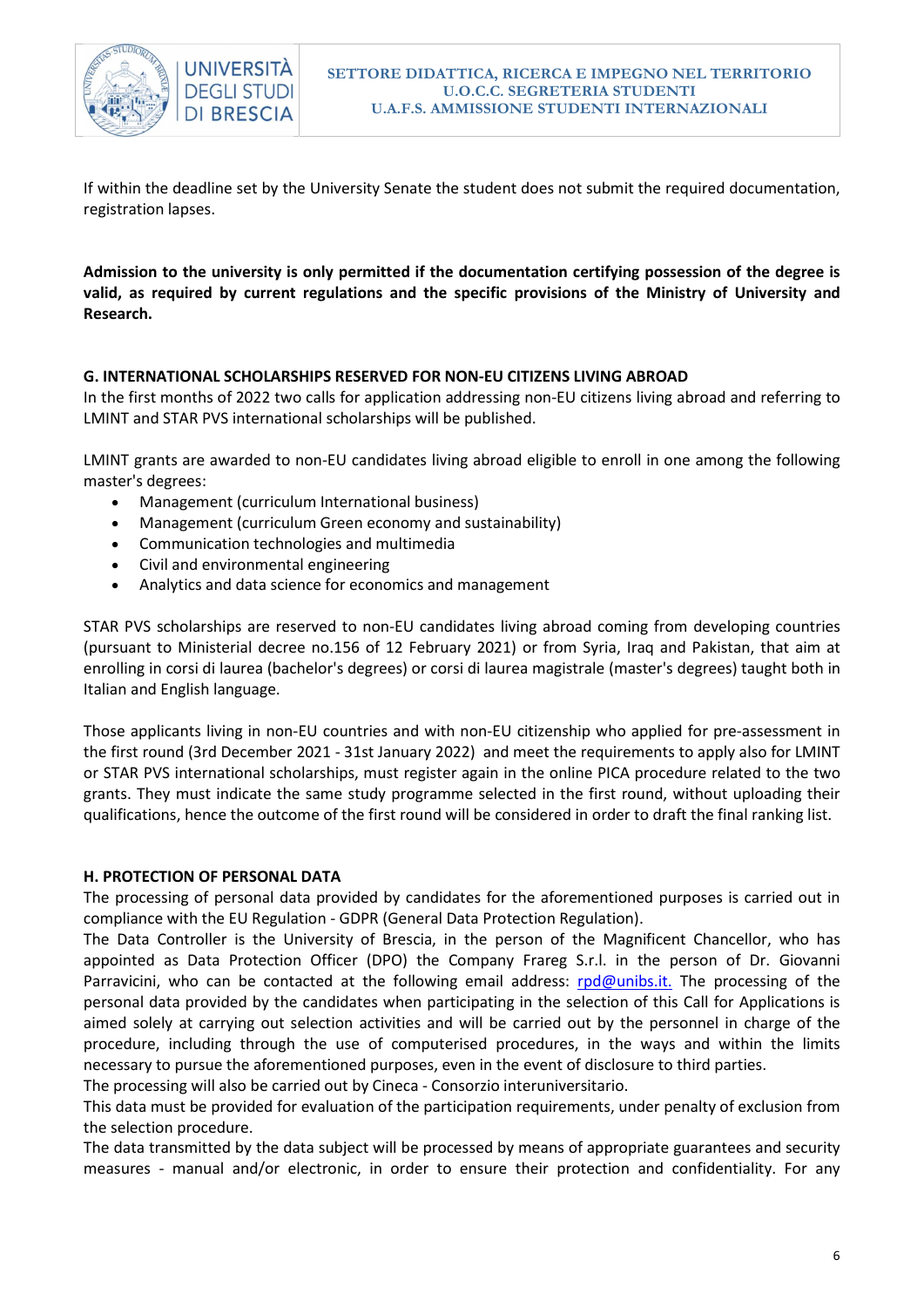If within the deadline set by the University Senate the student does not submit the required documentation, registration lapses.

**Admission to the university is only permitted if the documentation certifying possession of the degree is valid, as required by current regulations and the specific provisions of the Ministry of University and Research.**

### G. INTERNATIONAL SCHOLARSHIPS RESERVED FOR NON-EU CITIZENS LIVING ABROAD

In the first months of 2022 two calls for application addressing non-EU citizens living abroad and referring to LMINT and STAR PVS international scholarships will be published.

LMINT grants are awarded to non-EU candidates living abroad eligible to enroll in one among the following master's degrees:

- Management (curriculum International business)
- Management (curriculum Green economy and sustainability)
- Communication technologies and multimedia
- Civil and environmental engineering
- Analytics and data science for economics and management

STAR PVS scholarships are reserved to non-EU candidates living abroad coming from developing countries (pursuant to Ministerial decree no.156 of 12 February 2021) or from Syria, Iraq and Pakistan, that aim at enrolling in corsi di laurea (bachelor's degrees) or corsi di laurea magistrale (master's degrees) taught both in Italian and English language.

Those applicants living in non-EU countries and with non-EU citizenship who applied for pre-assessment in the first round (3rd December 2021 - 31st January 2022) and meet the requirements to apply also for LMINT or STAR PVS international scholarships, must register again in the online PICA procedure related to the two grants. They must indicate the same study programme selected in the first round, without uploading their qualifications, hence the outcome of the first round will be considered in order to draft the final ranking list.

### H. PROTECTION OF PERSONAL DATA

The processing of personal data provided by candidates for the aforementioned purposes is carried out in compliance with the EU Regulation - GDPR (General Data Protection Regulation).
The Data Controller is the University of Brescia, in the person of the Magnificent Chancellor, who has appointed as Data Protection Officer (DPO) the Company Frareg S.r.l. in the person of Dr. Giovanni Parravicini, who can be contacted at the following email address: rpd@unibs.it. The processing of the personal data provided by the candidates when participating in the selection of this Call for Applications is aimed solely at carrying out selection activities and will be carried out by the personnel in charge of the procedure, including through the use of computerised procedures, in the ways and within the limits necessary to pursue the aforementioned purposes, even in the event of disclosure to third parties.
The processing will also be carried out by Cineca - Consorzio interuniversitario.
This data must be provided for evaluation of the participation requirements, under penalty of exclusion from the selection procedure.
The data transmitted by the data subject will be processed by means of appropriate guarantees and security measures - manual and/or electronic, in order to ensure their protection and confidentiality. For any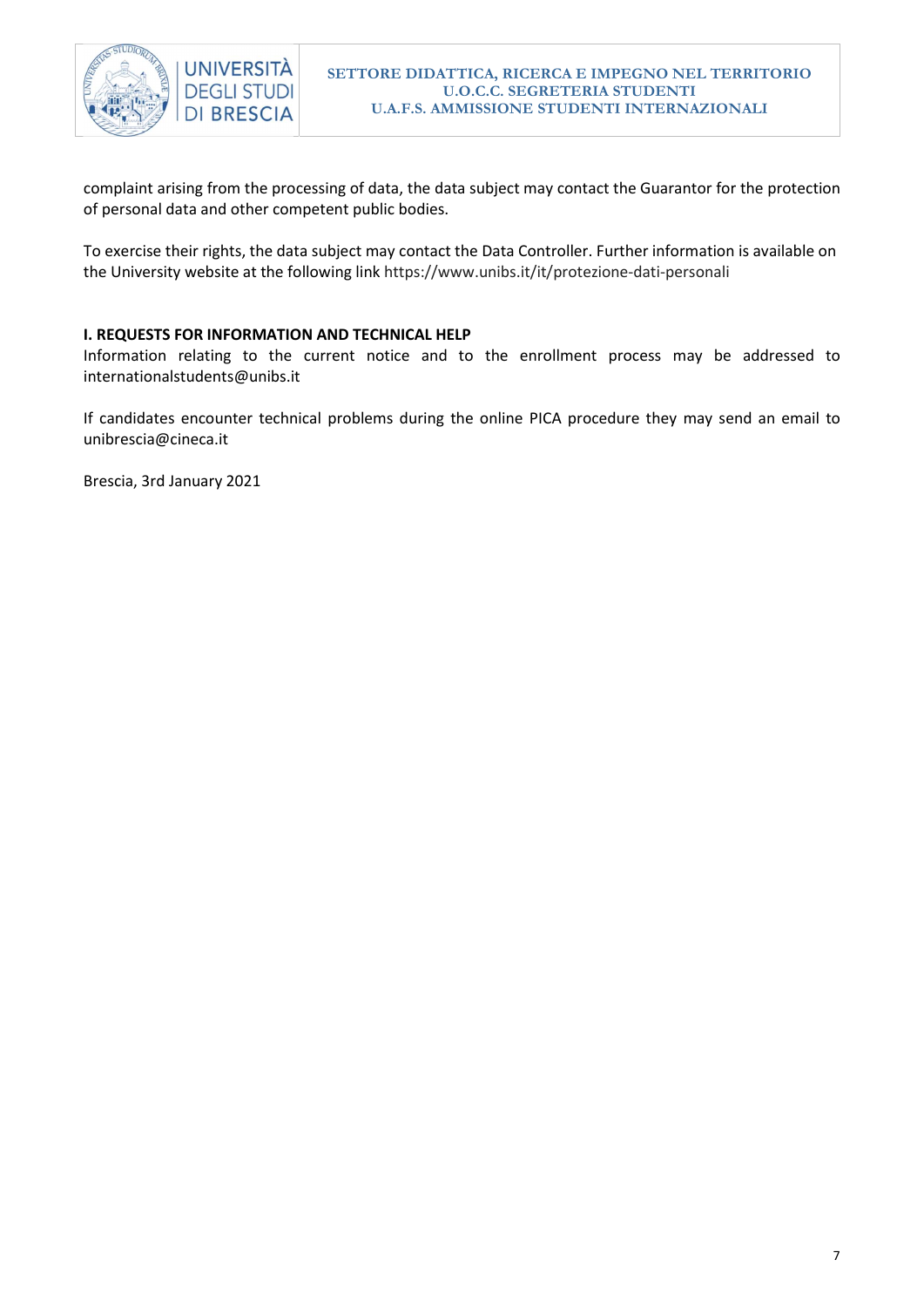complaint arising from the processing of data, the data subject may contact the Guarantor for the protection of personal data and other competent public bodies.

To exercise their rights, the data subject may contact the Data Controller. Further information is available on the University website at the following link https://www.unibs.it/it/protezione-dati-personali

**I. REQUESTS FOR INFORMATION AND TECHNICAL HELP**

Information relating to the current notice and to the enrollment process may be addressed to internationalstudents@unibs.it

If candidates encounter technical problems during the online PICA procedure they may send an email to unibrescia@cineca.it

Brescia, 3rd January 2021